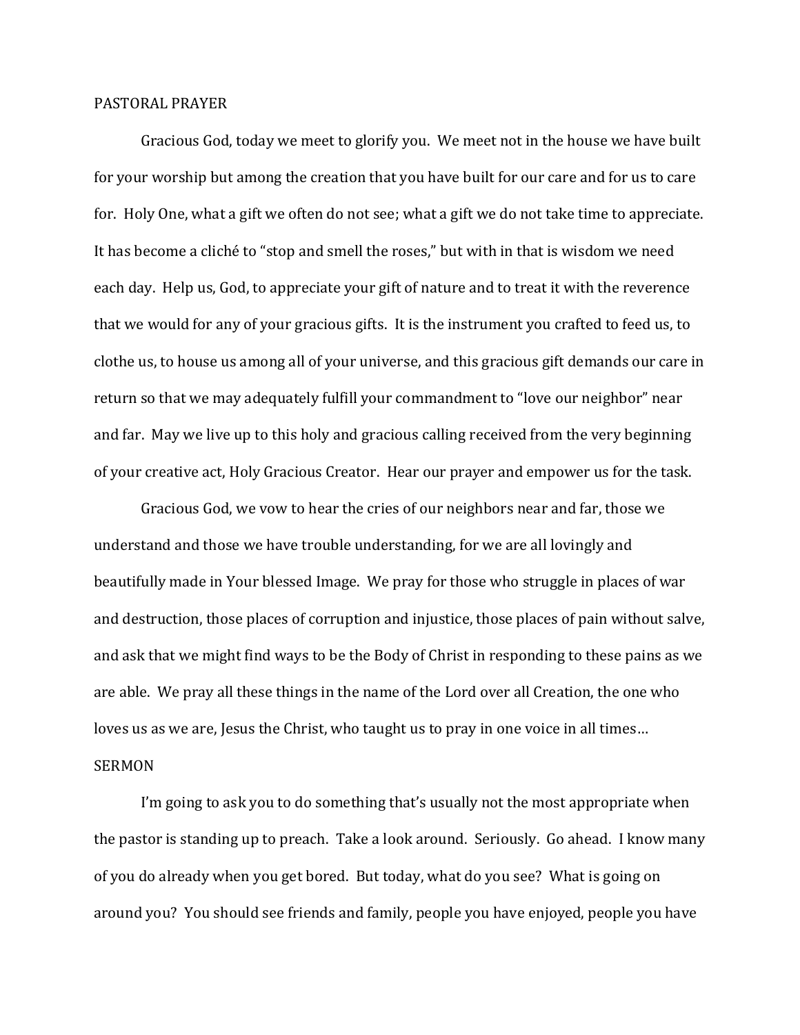## PASTORAL PRAYER

Gracious God, today we meet to glorify you. We meet not in the house we have built for your worship but among the creation that you have built for our care and for us to care for. Holy One, what a gift we often do not see; what a gift we do not take time to appreciate. It has become a cliché to "stop and smell the roses," but with in that is wisdom we need each day. Help us, God, to appreciate your gift of nature and to treat it with the reverence that we would for any of your gracious gifts. It is the instrument you crafted to feed us, to clothe us, to house us among all of your universe, and this gracious gift demands our care in return so that we may adequately fulfill your commandment to "love our neighbor" near and far. May we live up to this holy and gracious calling received from the very beginning of your creative act, Holy Gracious Creator. Hear our prayer and empower us for the task.

Gracious God, we vow to hear the cries of our neighbors near and far, those we understand and those we have trouble understanding, for we are all lovingly and beautifully made in Your blessed Image. We pray for those who struggle in places of war and destruction, those places of corruption and injustice, those places of pain without salve, and ask that we might find ways to be the Body of Christ in responding to these pains as we are able. We pray all these things in the name of the Lord over all Creation, the one who loves us as we are, Jesus the Christ, who taught us to pray in one voice in all times…

## SERMON

I'm going to ask you to do something that's usually not the most appropriate when the pastor is standing up to preach. Take a look around. Seriously. Go ahead. I know many of you do already when you get bored. But today, what do you see? What is going on around you? You should see friends and family, people you have enjoyed, people you have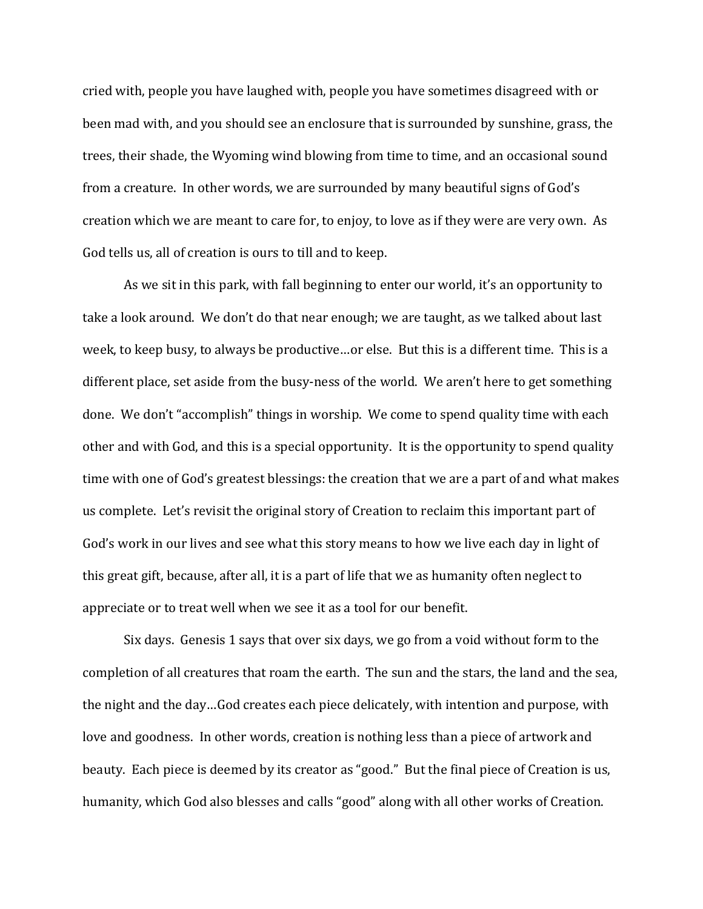cried with, people you have laughed with, people you have sometimes disagreed with or been mad with, and you should see an enclosure that is surrounded by sunshine, grass, the trees, their shade, the Wyoming wind blowing from time to time, and an occasional sound from a creature. In other words, we are surrounded by many beautiful signs of God's creation which we are meant to care for, to enjoy, to love as if they were are very own. As God tells us, all of creation is ours to till and to keep.

As we sit in this park, with fall beginning to enter our world, it's an opportunity to take a look around. We don't do that near enough; we are taught, as we talked about last week, to keep busy, to always be productive…or else. But this is a different time. This is a different place, set aside from the busy-ness of the world. We aren't here to get something done. We don't "accomplish" things in worship. We come to spend quality time with each other and with God, and this is a special opportunity. It is the opportunity to spend quality time with one of God's greatest blessings: the creation that we are a part of and what makes us complete. Let's revisit the original story of Creation to reclaim this important part of God's work in our lives and see what this story means to how we live each day in light of this great gift, because, after all, it is a part of life that we as humanity often neglect to appreciate or to treat well when we see it as a tool for our benefit.

Six days. Genesis 1 says that over six days, we go from a void without form to the completion of all creatures that roam the earth. The sun and the stars, the land and the sea, the night and the day…God creates each piece delicately, with intention and purpose, with love and goodness. In other words, creation is nothing less than a piece of artwork and beauty. Each piece is deemed by its creator as "good." But the final piece of Creation is us, humanity, which God also blesses and calls "good" along with all other works of Creation.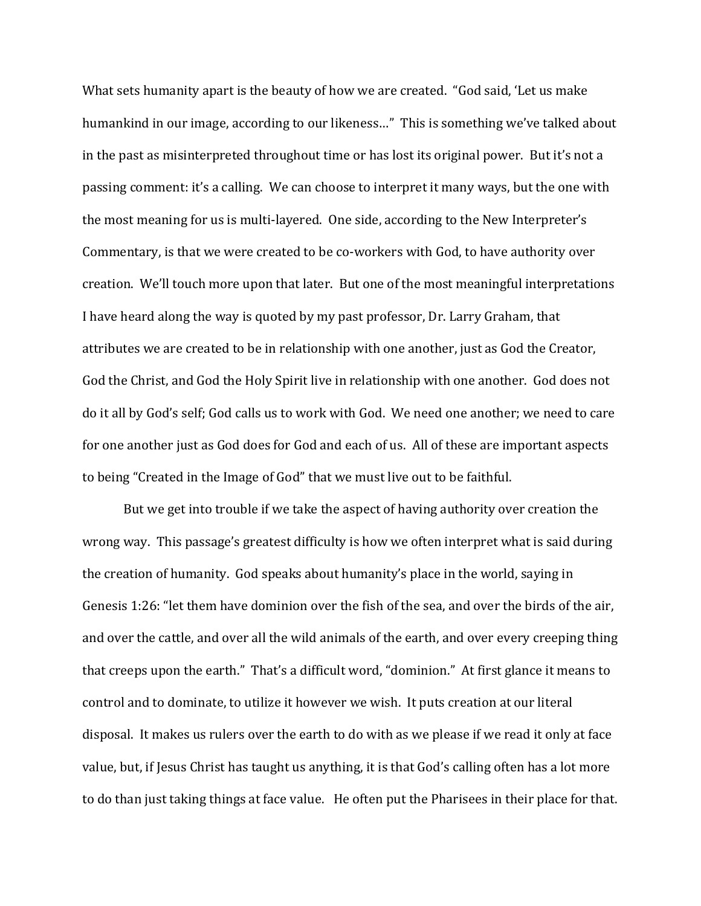What sets humanity apart is the beauty of how we are created. "God said, 'Let us make humankind in our image, according to our likeness…" This is something we've talked about in the past as misinterpreted throughout time or has lost its original power. But it's not a passing comment: it's a calling. We can choose to interpret it many ways, but the one with the most meaning for us is multi-layered. One side, according to the New Interpreter's Commentary, is that we were created to be co-workers with God, to have authority over creation. We'll touch more upon that later. But one of the most meaningful interpretations I have heard along the way is quoted by my past professor, Dr. Larry Graham, that attributes we are created to be in relationship with one another, just as God the Creator, God the Christ, and God the Holy Spirit live in relationship with one another. God does not do it all by God's self; God calls us to work with God. We need one another; we need to care for one another just as God does for God and each of us. All of these are important aspects to being "Created in the Image of God" that we must live out to be faithful.

But we get into trouble if we take the aspect of having authority over creation the wrong way. This passage's greatest difficulty is how we often interpret what is said during the creation of humanity. God speaks about humanity's place in the world, saying in Genesis 1:26: "let them have dominion over the fish of the sea, and over the birds of the air, and over the cattle, and over all the wild animals of the earth, and over every creeping thing that creeps upon the earth." That's a difficult word, "dominion." At first glance it means to control and to dominate, to utilize it however we wish. It puts creation at our literal disposal. It makes us rulers over the earth to do with as we please if we read it only at face value, but, if Jesus Christ has taught us anything, it is that God's calling often has a lot more to do than just taking things at face value. He often put the Pharisees in their place for that.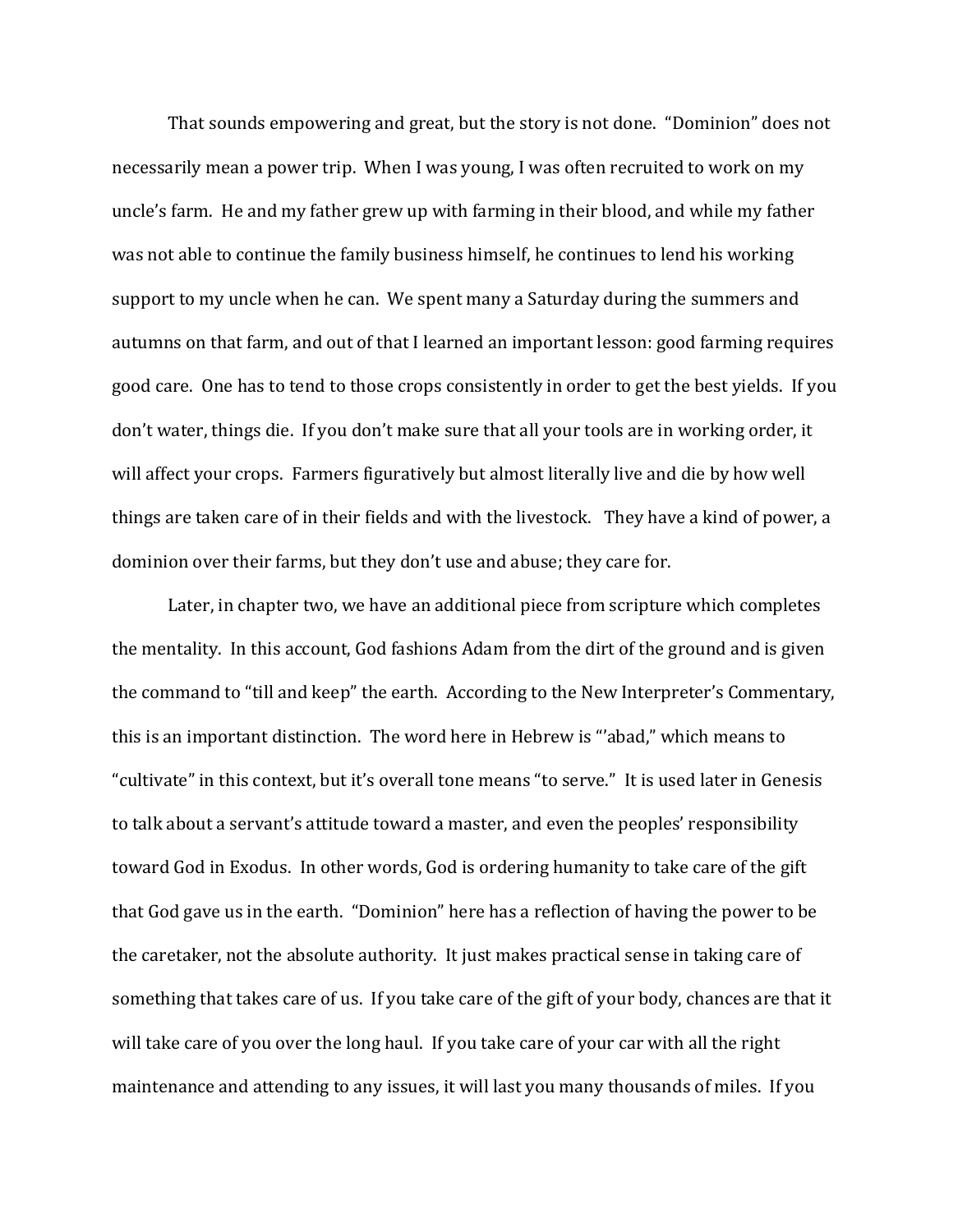That sounds empowering and great, but the story is not done. "Dominion" does not necessarily mean a power trip. When I was young, I was often recruited to work on my uncle's farm. He and my father grew up with farming in their blood, and while my father was not able to continue the family business himself, he continues to lend his working support to my uncle when he can. We spent many a Saturday during the summers and autumns on that farm, and out of that I learned an important lesson: good farming requires good care. One has to tend to those crops consistently in order to get the best yields. If you don't water, things die. If you don't make sure that all your tools are in working order, it will affect your crops. Farmers figuratively but almost literally live and die by how well things are taken care of in their fields and with the livestock. They have a kind of power, a dominion over their farms, but they don't use and abuse; they care for.

Later, in chapter two, we have an additional piece from scripture which completes the mentality. In this account, God fashions Adam from the dirt of the ground and is given the command to "till and keep" the earth. According to the New Interpreter's Commentary, this is an important distinction. The word here in Hebrew is "'abad," which means to "cultivate" in this context, but it's overall tone means "to serve." It is used later in Genesis to talk about a servant's attitude toward a master, and even the peoples' responsibility toward God in Exodus. In other words, God is ordering humanity to take care of the gift that God gave us in the earth. "Dominion" here has a reflection of having the power to be the caretaker, not the absolute authority. It just makes practical sense in taking care of something that takes care of us. If you take care of the gift of your body, chances are that it will take care of you over the long haul. If you take care of your car with all the right maintenance and attending to any issues, it will last you many thousands of miles. If you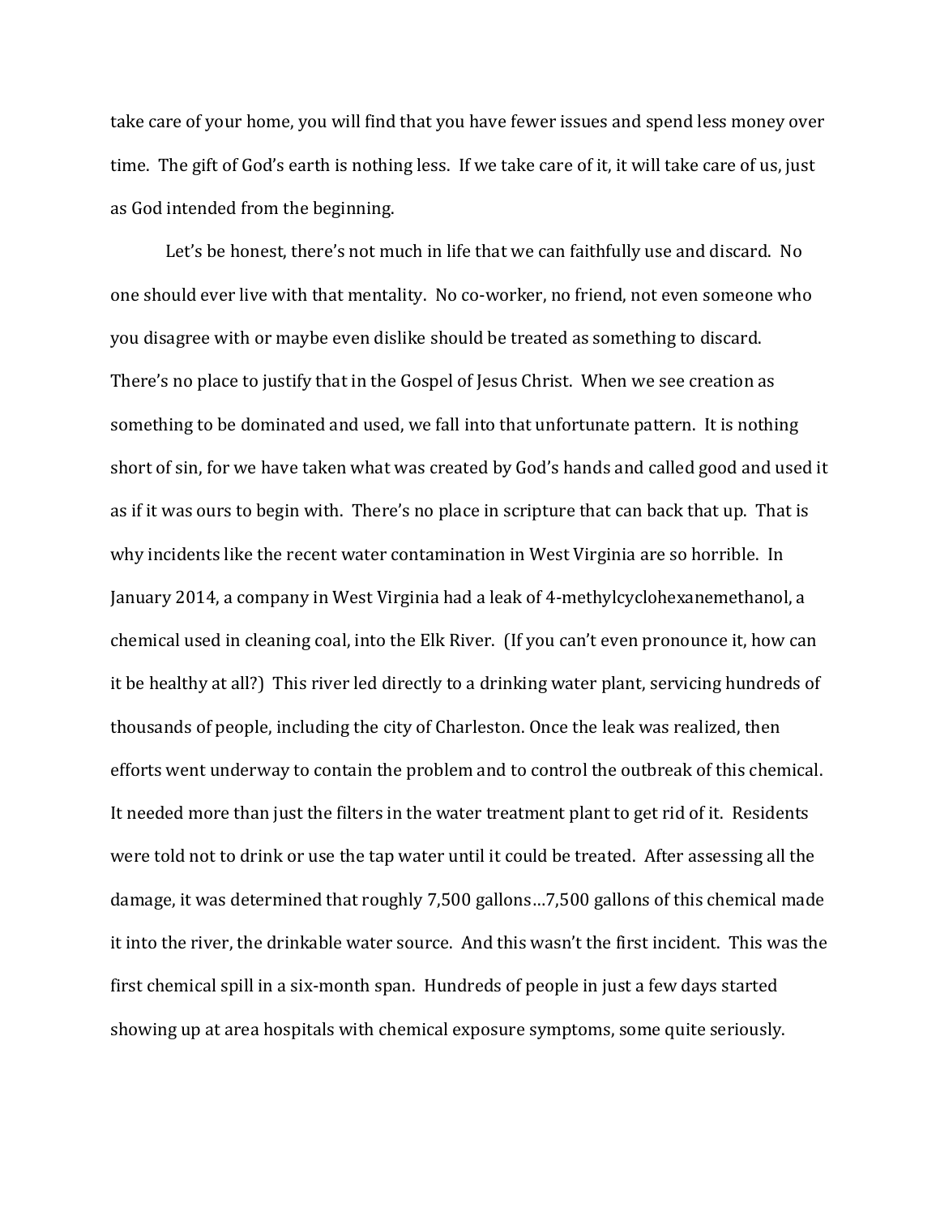take care of your home, you will find that you have fewer issues and spend less money over time. The gift of God's earth is nothing less. If we take care of it, it will take care of us, just as God intended from the beginning.

Let's be honest, there's not much in life that we can faithfully use and discard. No one should ever live with that mentality. No co-worker, no friend, not even someone who you disagree with or maybe even dislike should be treated as something to discard. There's no place to justify that in the Gospel of Jesus Christ. When we see creation as something to be dominated and used, we fall into that unfortunate pattern. It is nothing short of sin, for we have taken what was created by God's hands and called good and used it as if it was ours to begin with. There's no place in scripture that can back that up. That is why incidents like the recent water contamination in West Virginia are so horrible. In January 2014, a company in West Virginia had a leak of 4-methylcyclohexanemethanol, a chemical used in cleaning coal, into the Elk River. (If you can't even pronounce it, how can it be healthy at all?) This river led directly to a drinking water plant, servicing hundreds of thousands of people, including the city of Charleston. Once the leak was realized, then efforts went underway to contain the problem and to control the outbreak of this chemical. It needed more than just the filters in the water treatment plant to get rid of it. Residents were told not to drink or use the tap water until it could be treated. After assessing all the damage, it was determined that roughly 7,500 gallons…7,500 gallons of this chemical made it into the river, the drinkable water source. And this wasn't the first incident. This was the first chemical spill in a six-month span. Hundreds of people in just a few days started showing up at area hospitals with chemical exposure symptoms, some quite seriously.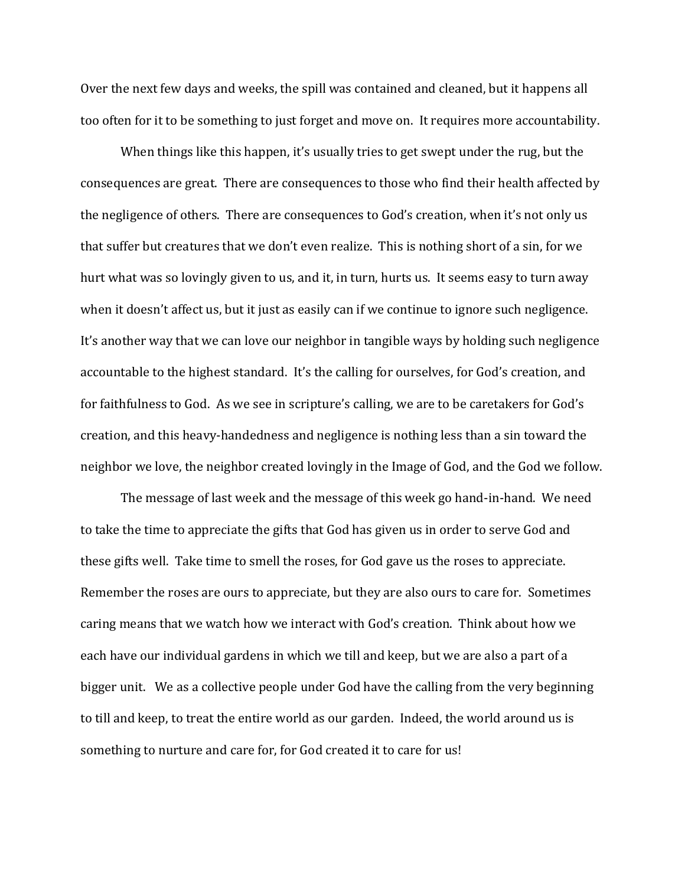Over the next few days and weeks, the spill was contained and cleaned, but it happens all too often for it to be something to just forget and move on. It requires more accountability.

When things like this happen, it's usually tries to get swept under the rug, but the consequences are great. There are consequences to those who find their health affected by the negligence of others. There are consequences to God's creation, when it's not only us that suffer but creatures that we don't even realize. This is nothing short of a sin, for we hurt what was so lovingly given to us, and it, in turn, hurts us. It seems easy to turn away when it doesn't affect us, but it just as easily can if we continue to ignore such negligence. It's another way that we can love our neighbor in tangible ways by holding such negligence accountable to the highest standard. It's the calling for ourselves, for God's creation, and for faithfulness to God. As we see in scripture's calling, we are to be caretakers for God's creation, and this heavy-handedness and negligence is nothing less than a sin toward the neighbor we love, the neighbor created lovingly in the Image of God, and the God we follow.

The message of last week and the message of this week go hand-in-hand. We need to take the time to appreciate the gifts that God has given us in order to serve God and these gifts well. Take time to smell the roses, for God gave us the roses to appreciate. Remember the roses are ours to appreciate, but they are also ours to care for. Sometimes caring means that we watch how we interact with God's creation. Think about how we each have our individual gardens in which we till and keep, but we are also a part of a bigger unit. We as a collective people under God have the calling from the very beginning to till and keep, to treat the entire world as our garden. Indeed, the world around us is something to nurture and care for, for God created it to care for us!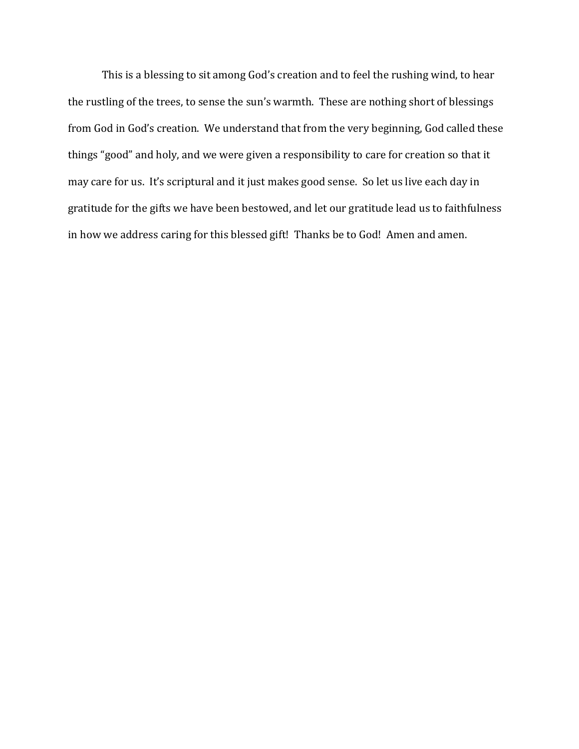This is a blessing to sit among God's creation and to feel the rushing wind, to hear the rustling of the trees, to sense the sun's warmth. These are nothing short of blessings from God in God's creation. We understand that from the very beginning, God called these things "good" and holy, and we were given a responsibility to care for creation so that it may care for us. It's scriptural and it just makes good sense. So let us live each day in gratitude for the gifts we have been bestowed, and let our gratitude lead us to faithfulness in how we address caring for this blessed gift! Thanks be to God! Amen and amen.